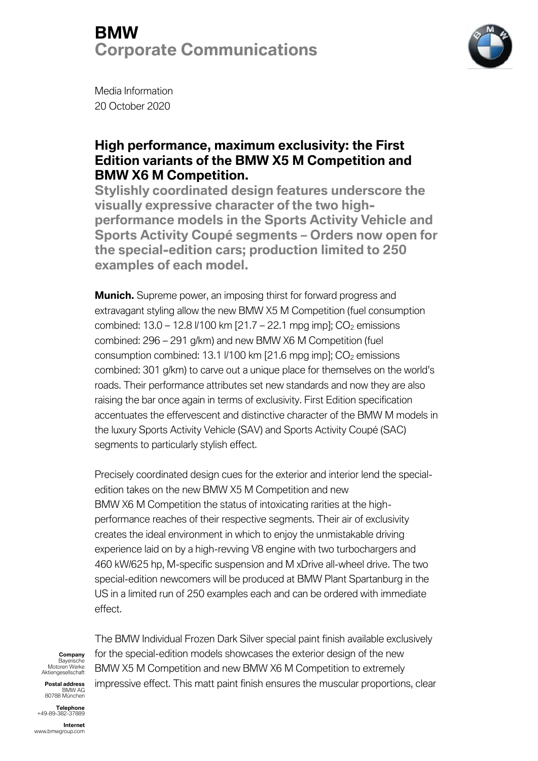# BMW
## Corporate Communications

Media Information
20 October 2020

### High performance, maximum exclusivity: the First Edition variants of the BMW X5 M Competition and BMW X6 M Competition.

**Stylishly coordinated design features underscore the visually expressive character of the two high-performance models in the Sports Activity Vehicle and Sports Activity Coupé segments – Orders now open for the special-edition cars; production limited to 250 examples of each model.**

**Munich.** Supreme power, an imposing thirst for forward progress and extravagant styling allow the new BMW X5 M Competition (fuel consumption combined: 13.0 – 12.8 l/100 km [21.7 – 22.1 mpg imp]; $CO_2$ emissions combined: 296 – 291 g/km) and new BMW X6 M Competition (fuel consumption combined: 13.1 l/100 km [21.6 mpg imp]; $CO_2$ emissions combined: 301 g/km) to carve out a unique place for themselves on the world's roads. Their performance attributes set new standards and now they are also raising the bar once again in terms of exclusivity. First Edition specification accentuates the effervescent and distinctive character of the BMW M models in the luxury Sports Activity Vehicle (SAV) and Sports Activity Coupé (SAC) segments to particularly stylish effect.

Precisely coordinated design cues for the exterior and interior lend the special-edition takes on the new BMW X5 M Competition and new BMW X6 M Competition the status of intoxicating rarities at the high-performance reaches of their respective segments. Their air of exclusivity creates the ideal environment in which to enjoy the unmistakable driving experience laid on by a high-revving V8 engine with two turbochargers and 460 kW/625 hp, M-specific suspension and M xDrive all-wheel drive. The two special-edition newcomers will be produced at BMW Plant Spartanburg in the US in a limited run of 250 examples each and can be ordered with immediate effect.

The BMW Individual Frozen Dark Silver special paint finish available exclusively for the special-edition models showcases the exterior design of the new BMW X5 M Competition and new BMW X6 M Competition to extremely impressive effect. This matt paint finish ensures the muscular proportions, clear

**Company**
Bayerische Motoren Werke Aktiengesellschaft

**Postal address**
BMW AG
80788 München

**Telephone**
+49-89-382-37889

**Internet**
www.bmwgroup.com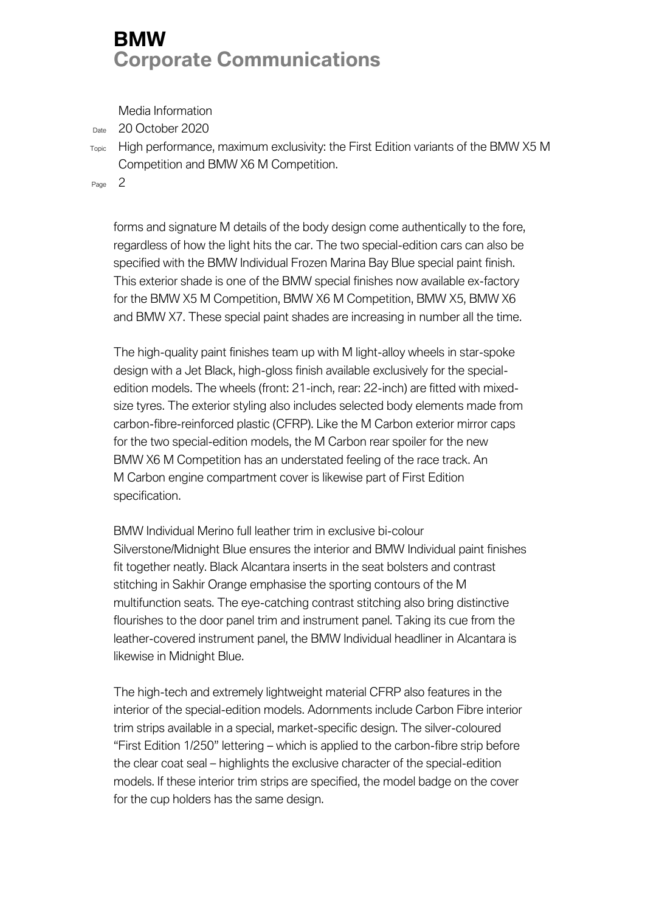forms and signature M details of the body design come authentically to the fore, regardless of how the light hits the car. The two special-edition cars can also be specified with the BMW Individual Frozen Marina Bay Blue special paint finish. This exterior shade is one of the BMW special finishes now available ex-factory for the BMW X5 M Competition, BMW X6 M Competition, BMW X5, BMW X6 and BMW X7. These special paint shades are increasing in number all the time.

The high-quality paint finishes team up with M light-alloy wheels in star-spoke design with a Jet Black, high-gloss finish available exclusively for the special-edition models. The wheels (front: 21-inch, rear: 22-inch) are fitted with mixed-size tyres. The exterior styling also includes selected body elements made from carbon-fibre-reinforced plastic (CFRP). Like the M Carbon exterior mirror caps for the two special-edition models, the M Carbon rear spoiler for the new BMW X6 M Competition has an understated feeling of the race track. An M Carbon engine compartment cover is likewise part of First Edition specification.

BMW Individual Merino full leather trim in exclusive bi-colour Silverstone/Midnight Blue ensures the interior and BMW Individual paint finishes fit together neatly. Black Alcantara inserts in the seat bolsters and contrast stitching in Sakhir Orange emphasise the sporting contours of the M multifunction seats. The eye-catching contrast stitching also bring distinctive flourishes to the door panel trim and instrument panel. Taking its cue from the leather-covered instrument panel, the BMW Individual headliner in Alcantara is likewise in Midnight Blue.

The high-tech and extremely lightweight material CFRP also features in the interior of the special-edition models. Adornments include Carbon Fibre interior trim strips available in a special, market-specific design. The silver-coloured "First Edition 1/250" lettering – which is applied to the carbon-fibre strip before the clear coat seal – highlights the exclusive character of the special-edition models. If these interior trim strips are specified, the model badge on the cover for the cup holders has the same design.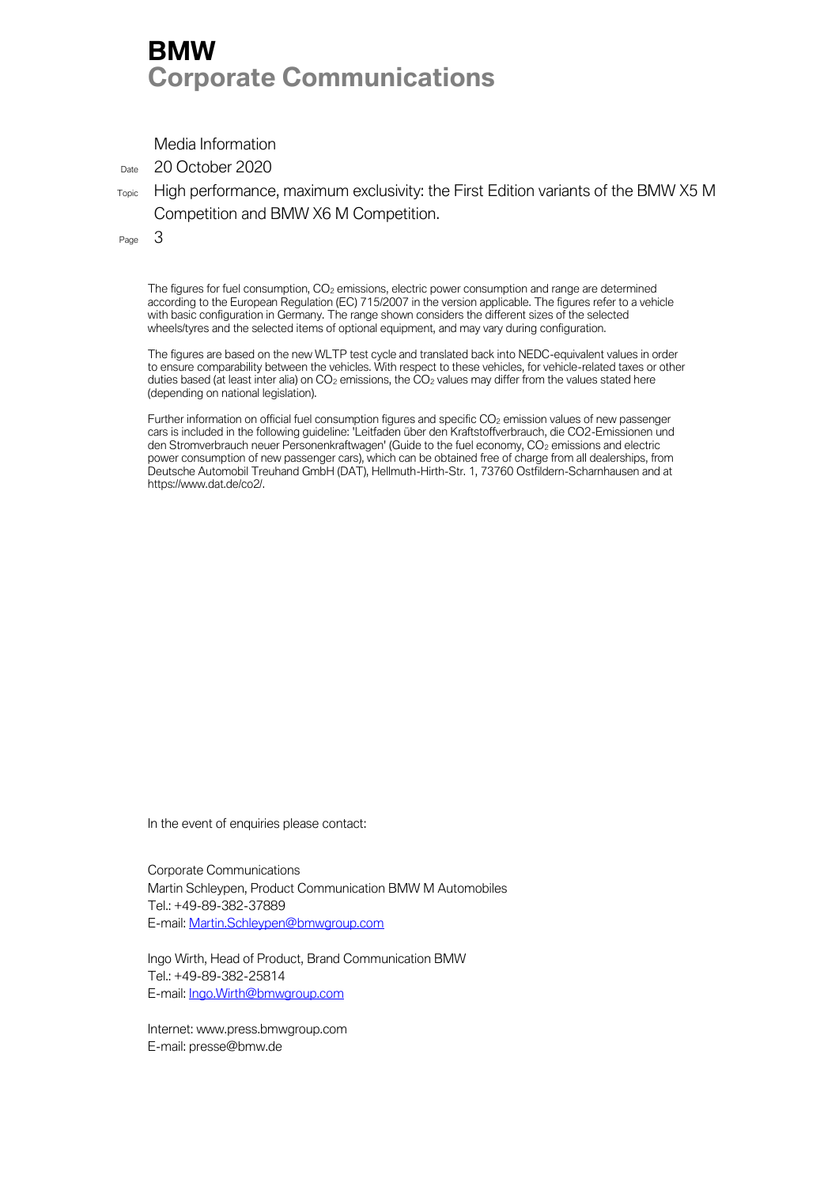The figures for fuel consumption, $CO_2$ emissions, electric power consumption and range are determined according to the European Regulation (EC) 715/2007 in the version applicable. The figures refer to a vehicle with basic configuration in Germany. The range shown considers the different sizes of the selected wheels/tyres and the selected items of optional equipment, and may vary during configuration.

The figures are based on the new WLTP test cycle and translated back into NEDC-equivalent values in order to ensure comparability between the vehicles. With respect to these vehicles, for vehicle-related taxes or other duties based (at least inter alia) on $CO_2$ emissions, the $CO_2$ values may differ from the values stated here (depending on national legislation).

Further information on official fuel consumption figures and specific $CO_2$ emission values of new passenger cars is included in the following guideline: 'Leitfaden über den Kraftstoffverbrauch, die CO2-Emissionen und den Stromverbrauch neuer Personenkraftwagen' (Guide to the fuel economy, $CO_2$ emissions and electric power consumption of new passenger cars), which can be obtained free of charge from all dealerships, from Deutsche Automobil Treuhand GmbH (DAT), Hellmuth-Hirth-Str. 1, 73760 Ostfildern-Scharnhausen and at https://www.dat.de/co2/.

In the event of enquiries please contact:

Corporate Communications
Martin Schleypen, Product Communication BMW M Automobiles
Tel.: +49-89-382-37889
E-mail: Martin.Schleypen@bmwgroup.com

Ingo Wirth, Head of Product, Brand Communication BMW
Tel.: +49-89-382-25814
E-mail: Ingo.Wirth@bmwgroup.com

Internet: www.press.bmwgroup.com
E-mail: presse@bmw.de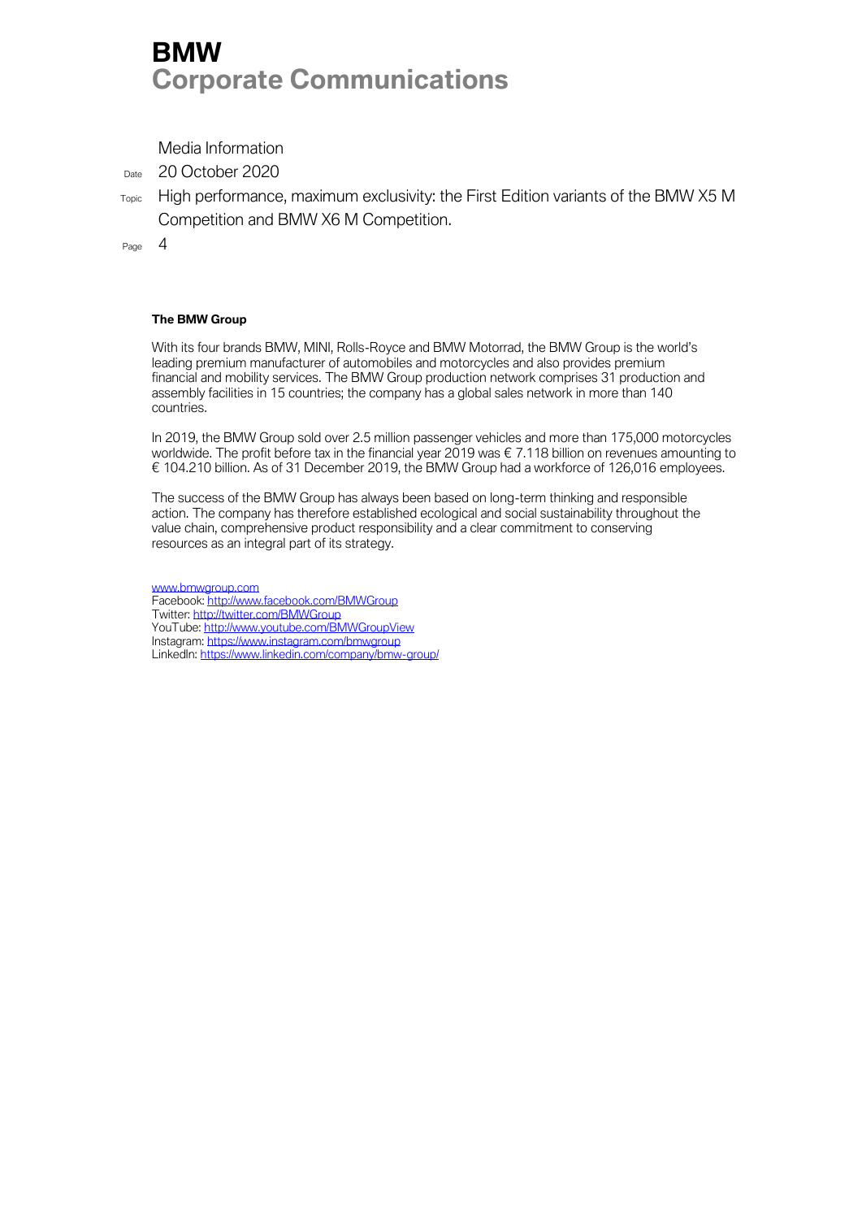### The BMW Group

With its four brands BMW, MINI, Rolls-Royce and BMW Motorrad, the BMW Group is the world's leading premium manufacturer of automobiles and motorcycles and also provides premium financial and mobility services. The BMW Group production network comprises 31 production and assembly facilities in 15 countries; the company has a global sales network in more than 140 countries.

In 2019, the BMW Group sold over 2.5 million passenger vehicles and more than 175,000 motorcycles worldwide. The profit before tax in the financial year 2019 was € 7.118 billion on revenues amounting to € 104.210 billion. As of 31 December 2019, the BMW Group had a workforce of 126,016 employees.

The success of the BMW Group has always been based on long-term thinking and responsible action. The company has therefore established ecological and social sustainability throughout the value chain, comprehensive product responsibility and a clear commitment to conserving resources as an integral part of its strategy.

www.bmwgroup.com
Facebook: http://www.facebook.com/BMWGroup
Twitter: http://twitter.com/BMWGroup
YouTube: http://www.youtube.com/BMWGroupView
Instagram: https://www.instagram.com/bmwgroup
LinkedIn: https://www.linkedin.com/company/bmw-group/